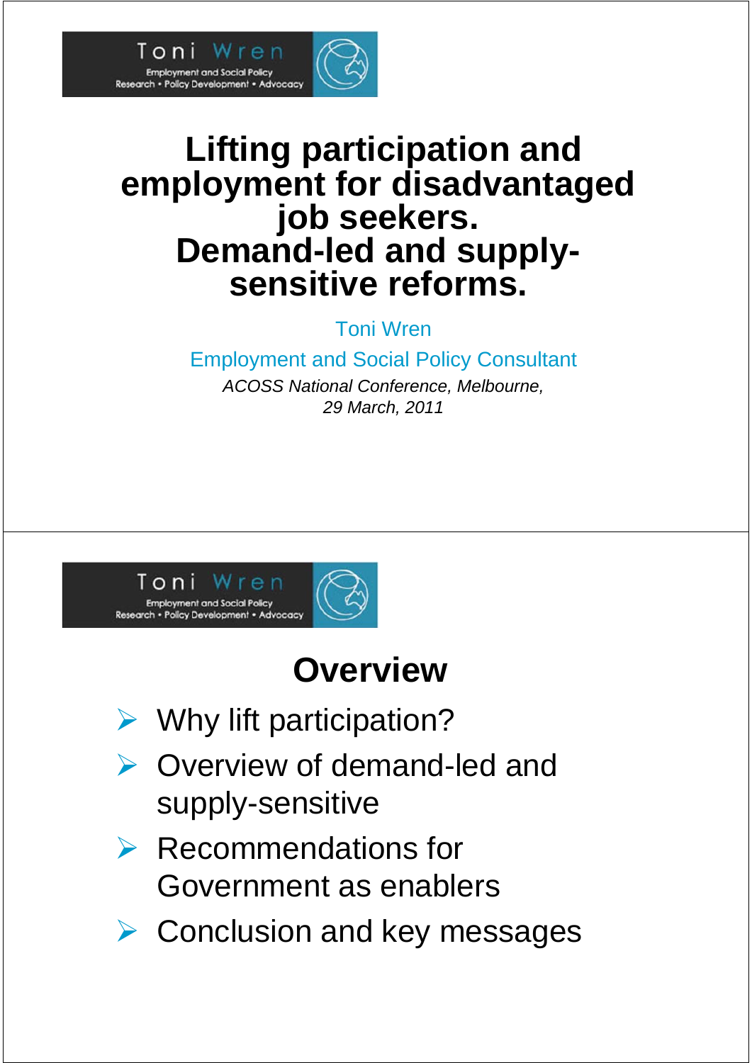Toni Wren
Employment and Social Policy
Research • Policy Development • Advocacy

# Lifting participation and employment for disadvantaged job seekers. Demand-led and supply-sensitive reforms.

Toni Wren

Employment and Social Policy Consultant

*ACOSS National Conference, Melbourne, 29 March, 2011*

---

Toni Wren
Employment and Social Policy
Research • Policy Development • Advocacy

## Overview

- Why lift participation?
- Overview of demand-led and supply-sensitive
- Recommendations for Government as enablers
- Conclusion and key messages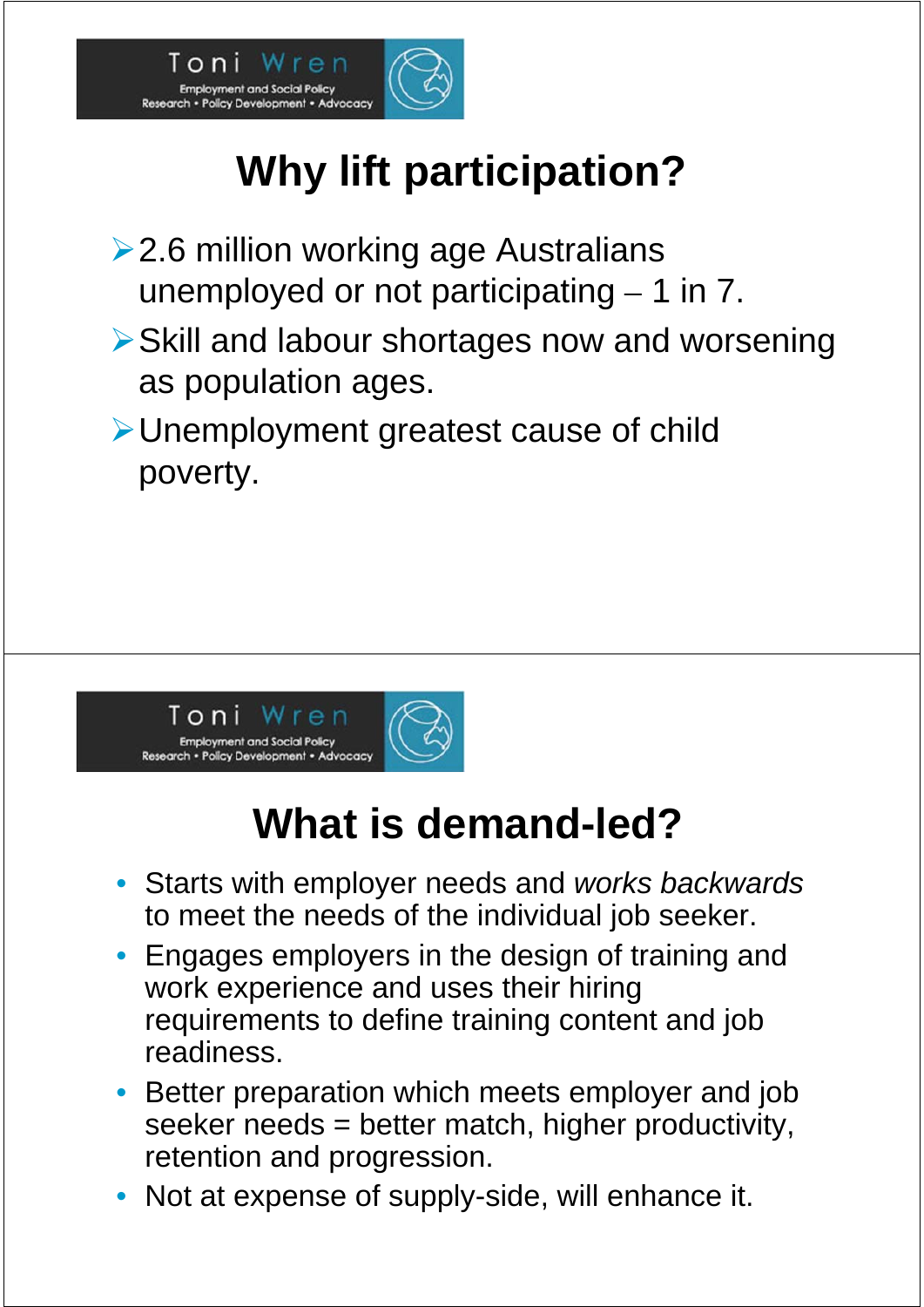# Why lift participation?

- 2.6 million working age Australians unemployed or not participating – 1 in 7.
- Skill and labour shortages now and worsening as population ages.
- Unemployment greatest cause of child poverty.

# What is demand-led?

- Starts with employer needs and *works backwards* to meet the needs of the individual job seeker.
- Engages employers in the design of training and work experience and uses their hiring requirements to define training content and job readiness.
- Better preparation which meets employer and job seeker needs = better match, higher productivity, retention and progression.
- Not at expense of supply-side, will enhance it.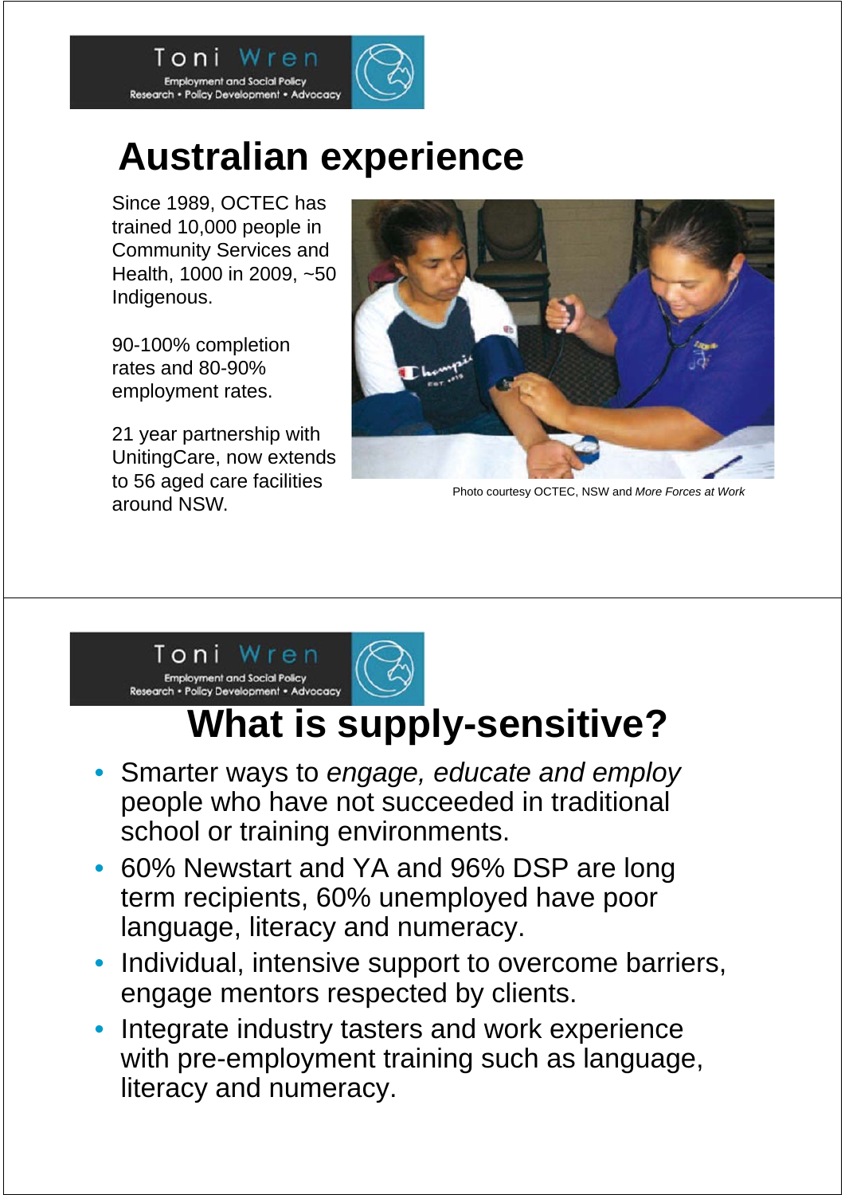# Australian experience

Since 1989, OCTEC has trained 10,000 people in Community Services and Health, 1000 in 2009, ~50 Indigenous.

90-100% completion rates and 80-90% employment rates.

21 year partnership with UnitingCare, now extends to 56 aged care facilities around NSW.

Photo courtesy OCTEC, NSW and *More Forces at Work*

# What is supply-sensitive?

- Smarter ways to *engage, educate and employ* people who have not succeeded in traditional school or training environments.
- 60% Newstart and YA and 96% DSP are long term recipients, 60% unemployed have poor language, literacy and numeracy.
- Individual, intensive support to overcome barriers, engage mentors respected by clients.
- Integrate industry tasters and work experience with pre-employment training such as language, literacy and numeracy.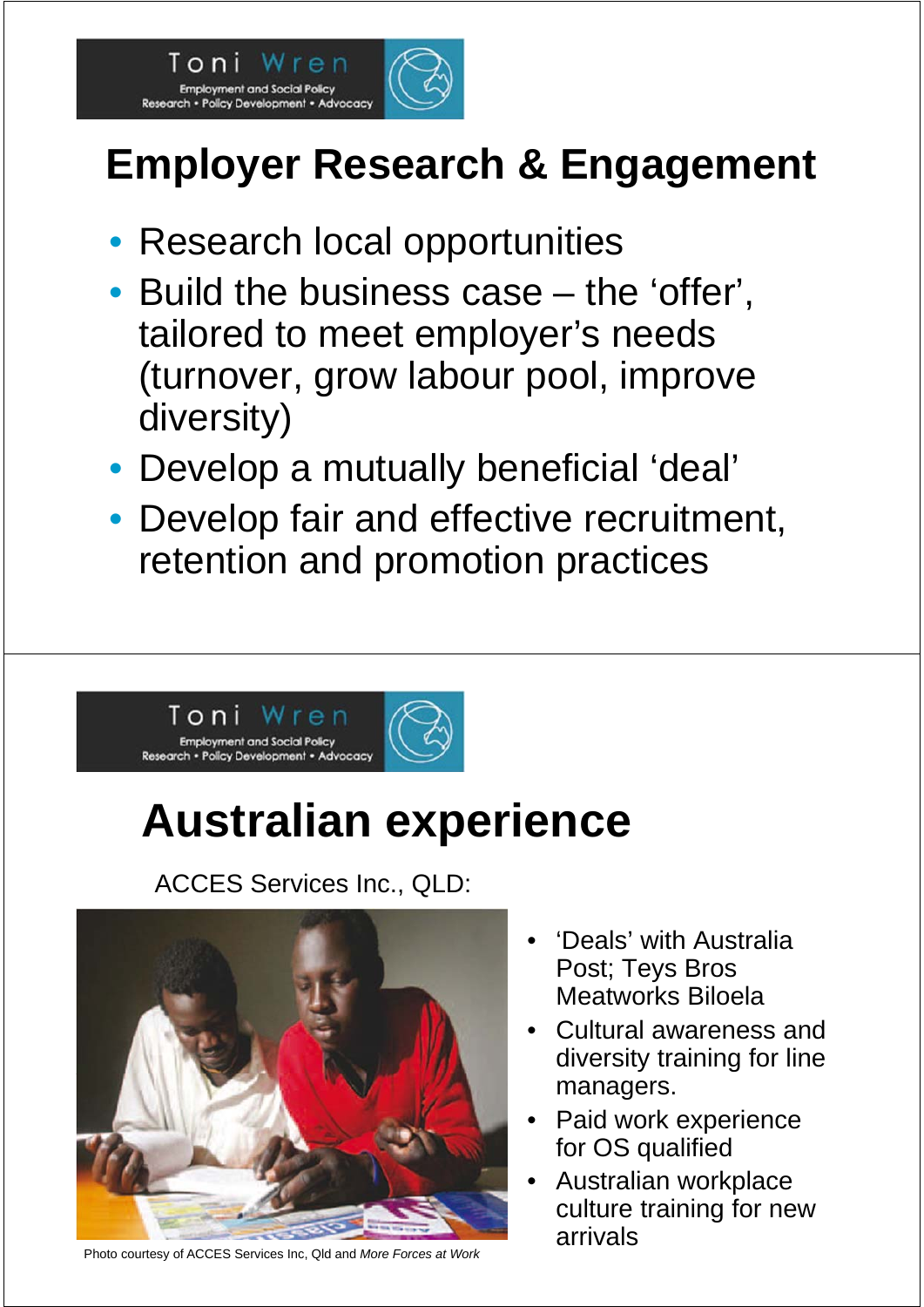# Employer Research & Engagement

- Research local opportunities
- Build the business case – the 'offer', tailored to meet employer's needs (turnover, grow labour pool, improve diversity)
- Develop a mutually beneficial 'deal'
- Develop fair and effective recruitment, retention and promotion practices

# Australian experience

ACCES Services Inc., QLD:

- 'Deals' with Australia Post; Teys Bros Meatworks Biloela
- Cultural awareness and diversity training for line managers.
- Paid work experience for OS qualified
- Australian workplace culture training for new arrivals

Photo courtesy of ACCES Services Inc, Qld and *More Forces at Work*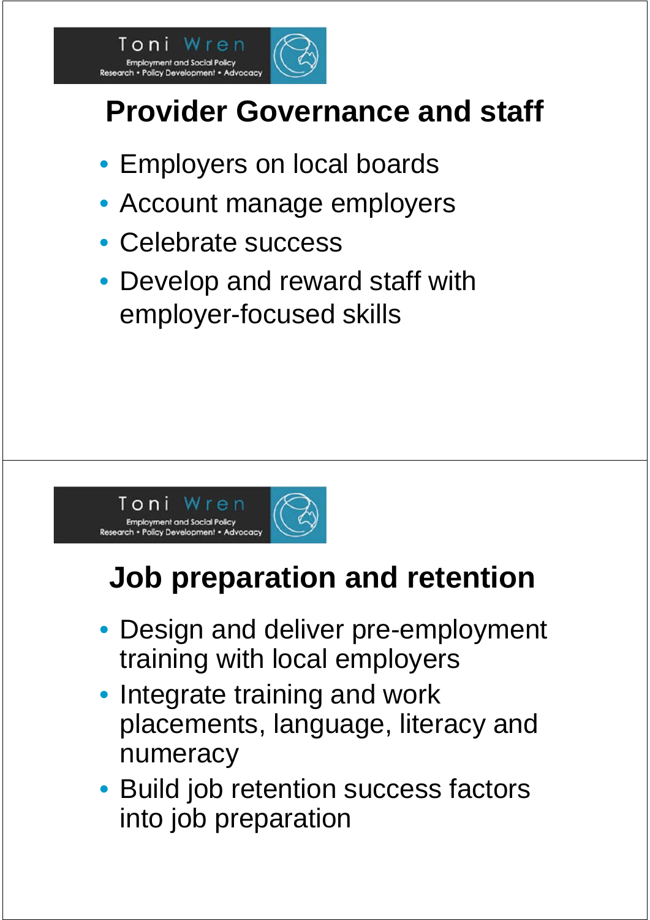## Provider Governance and staff

- Employers on local boards
- Account manage employers
- Celebrate success
- Develop and reward staff with employer-focused skills

## Job preparation and retention

- Design and deliver pre-employment training with local employers
- Integrate training and work placements, language, literacy and numeracy
- Build job retention success factors into job preparation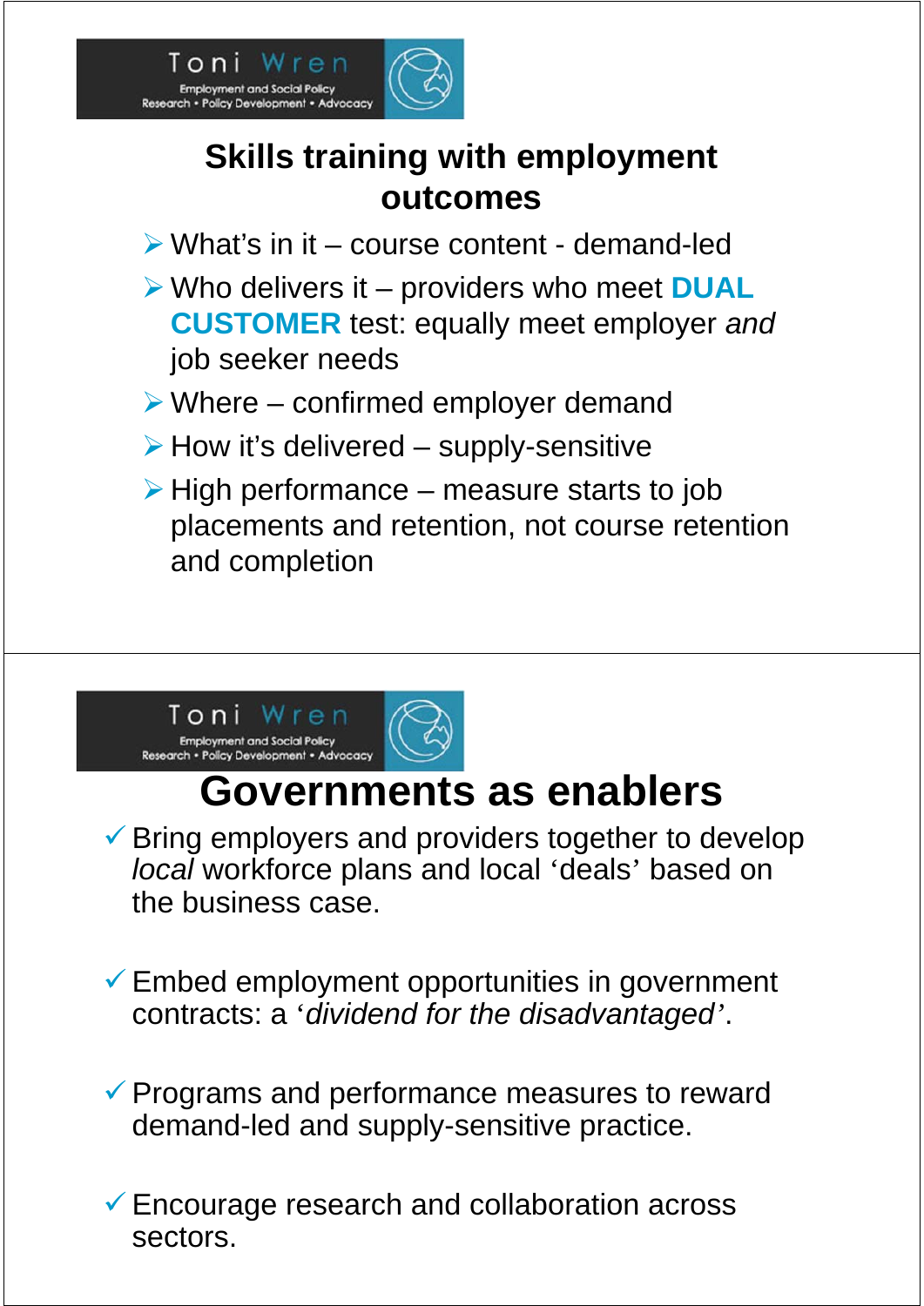## Skills training with employment outcomes

- What's in it – course content - demand-led
- Who delivers it – providers who meet **DUAL CUSTOMER** test: equally meet employer *and* job seeker needs
- Where – confirmed employer demand
- How it's delivered – supply-sensitive
- High performance – measure starts to job placements and retention, not course retention and completion

## Governments as enablers

- ✓ Bring employers and providers together to develop *local* workforce plans and local 'deals' based on the business case.
- ✓ Embed employment opportunities in government contracts: a '*dividend for the disadvantaged*'.
- ✓ Programs and performance measures to reward demand-led and supply-sensitive practice.
- ✓ Encourage research and collaboration across sectors.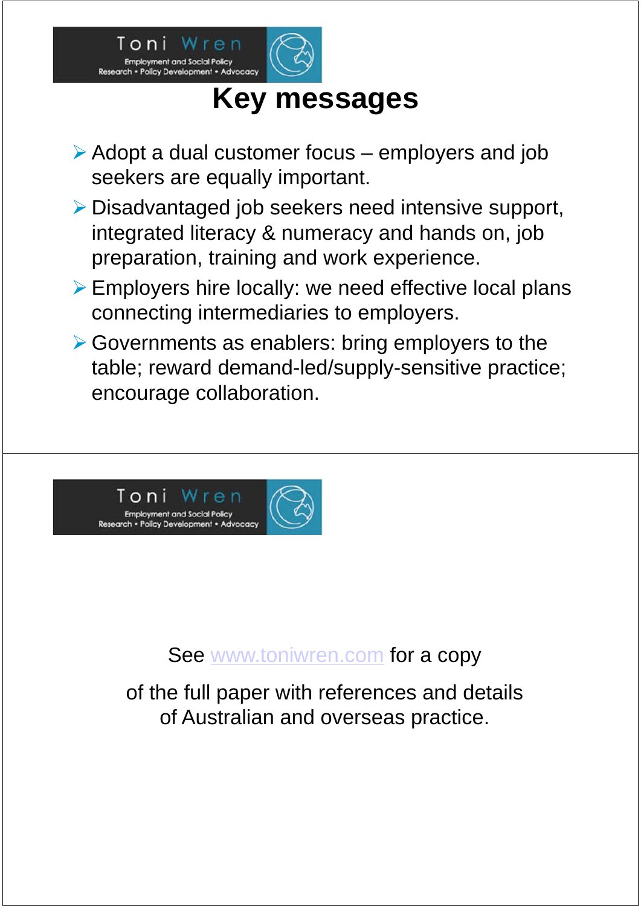Toni Wren
Employment and Social Policy
Research • Policy Development • Advocacy

# Key messages

- Adopt a dual customer focus – employers and job seekers are equally important.
- Disadvantaged job seekers need intensive support, integrated literacy & numeracy and hands on, job preparation, training and work experience.
- Employers hire locally: we need effective local plans connecting intermediaries to employers.
- Governments as enablers: bring employers to the table; reward demand-led/supply-sensitive practice; encourage collaboration.

Toni Wren
Employment and Social Policy
Research • Policy Development • Advocacy

See www.toniwren.com for a copy

of the full paper with references and details of Australian and overseas practice.